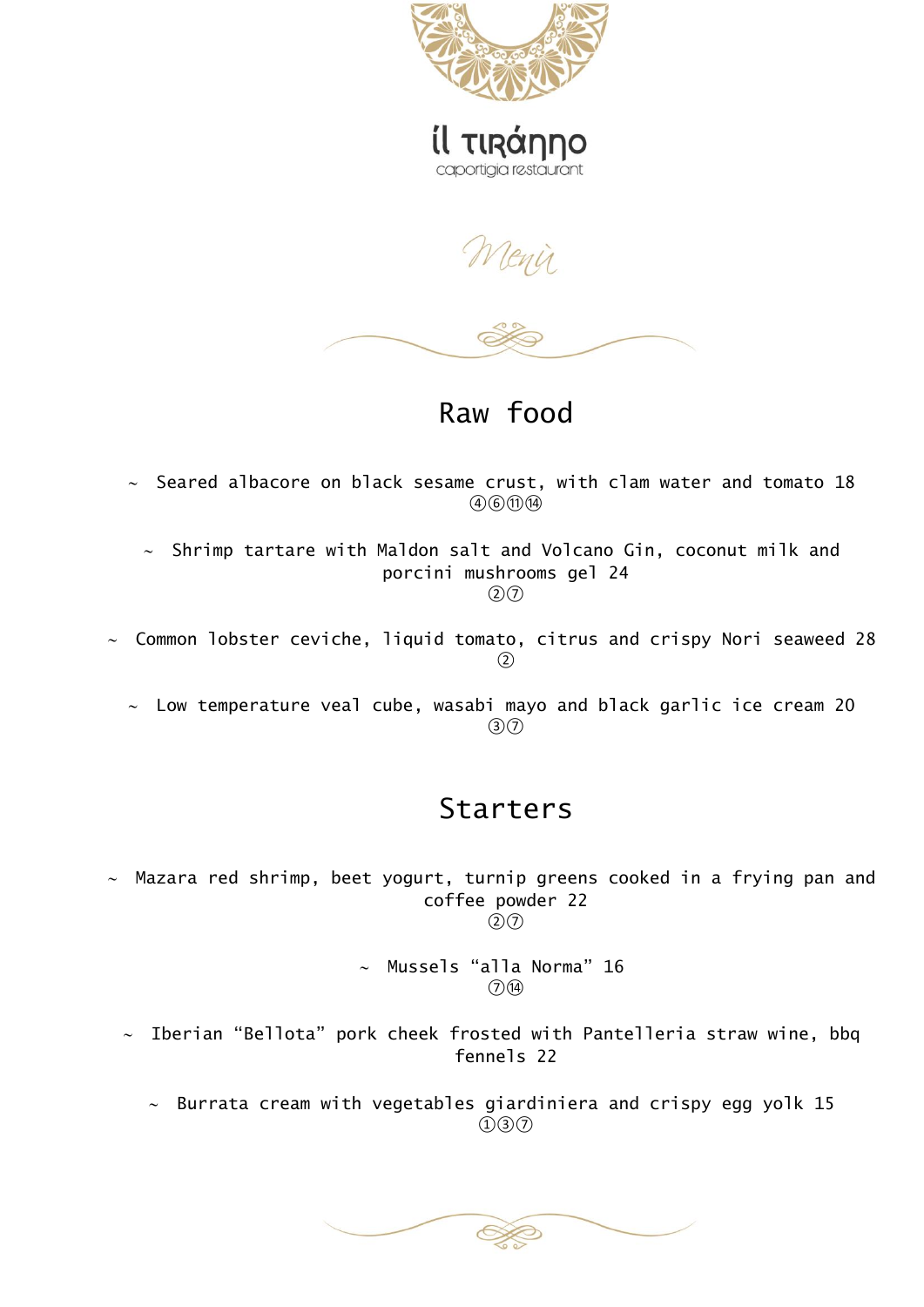# il tiranno

caportigia restaurant

*Menù*

## Raw food

~ Seared albacore on black sesame crust, with clam water and tomato 18
④⑥⑪⑭

~ Shrimp tartare with Maldon salt and Volcano Gin, coconut milk and porcini mushrooms gel 24
②⑦

~ Common lobster ceviche, liquid tomato, citrus and crispy Nori seaweed 28
②

~ Low temperature veal cube, wasabi mayo and black garlic ice cream 20
③⑦

## Starters

~ Mazara red shrimp, beet yogurt, turnip greens cooked in a frying pan and coffee powder 22
②⑦

~ Mussels "alla Norma" 16
⑦⑭

~ Iberian "Bellota" pork cheek frosted with Pantelleria straw wine, bbq fennels 22

~ Burrata cream with vegetables giardiniera and crispy egg yolk 15
①③⑦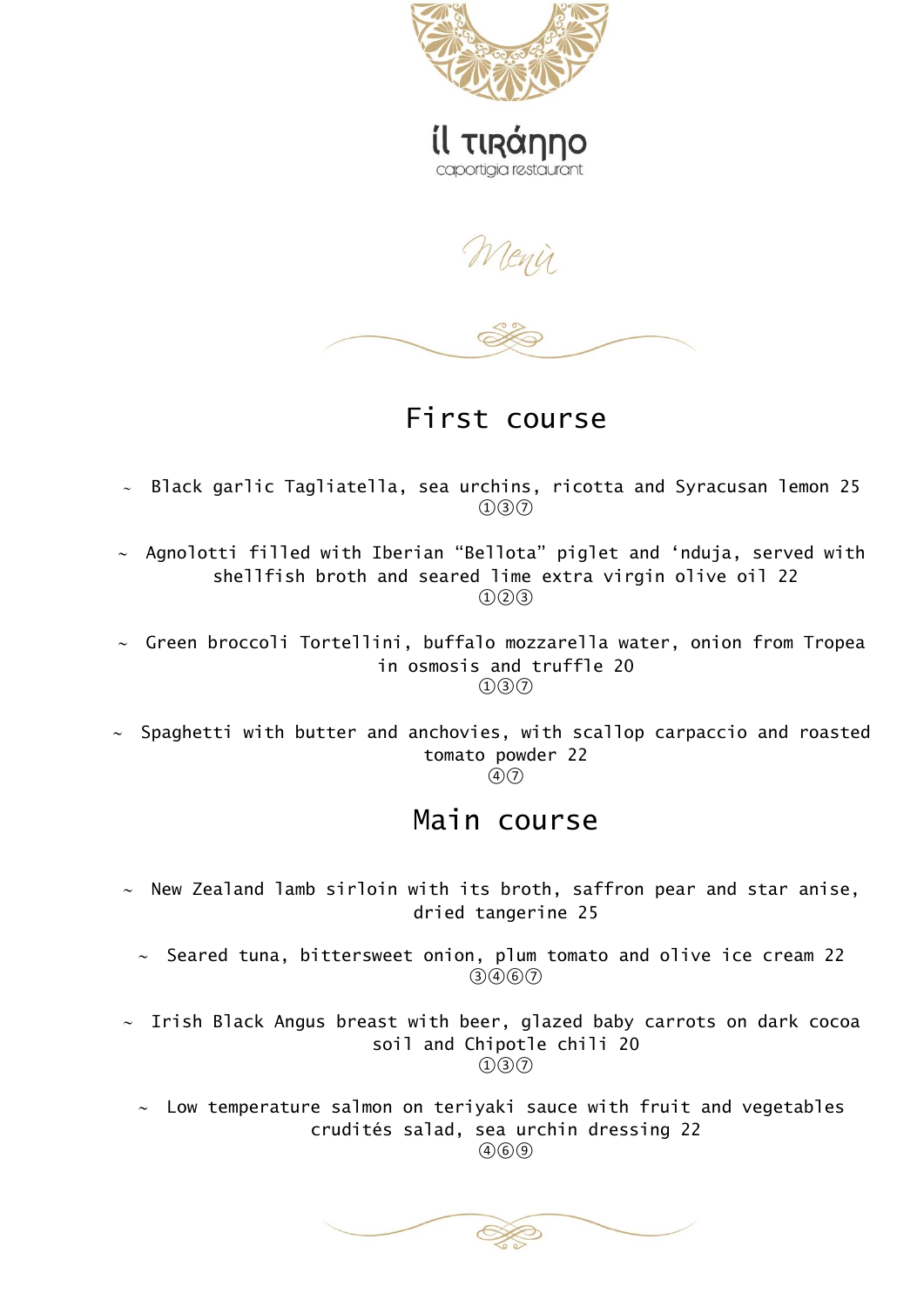il tiránno

caportigia restaurant

*Menù*

## First course

~ Black garlic Tagliatella, sea urchins, ricotta and Syracusan lemon 25
①③⑦

~ Agnolotti filled with Iberian “Bellota” piglet and ‘nduja, served with shellfish broth and seared lime extra virgin olive oil 22
①②③

~ Green broccoli Tortellini, buffalo mozzarella water, onion from Tropea in osmosis and truffle 20
①③⑦

~ Spaghetti with butter and anchovies, with scallop carpaccio and roasted tomato powder 22
④⑦

## Main course

~ New Zealand lamb sirloin with its broth, saffron pear and star anise, dried tangerine 25

~ Seared tuna, bittersweet onion, plum tomato and olive ice cream 22
③④⑥⑦

~ Irish Black Angus breast with beer, glazed baby carrots on dark cocoa soil and Chipotle chili 20
①③⑦

~ Low temperature salmon on teriyaki sauce with fruit and vegetables crudités salad, sea urchin dressing 22
④⑥⑨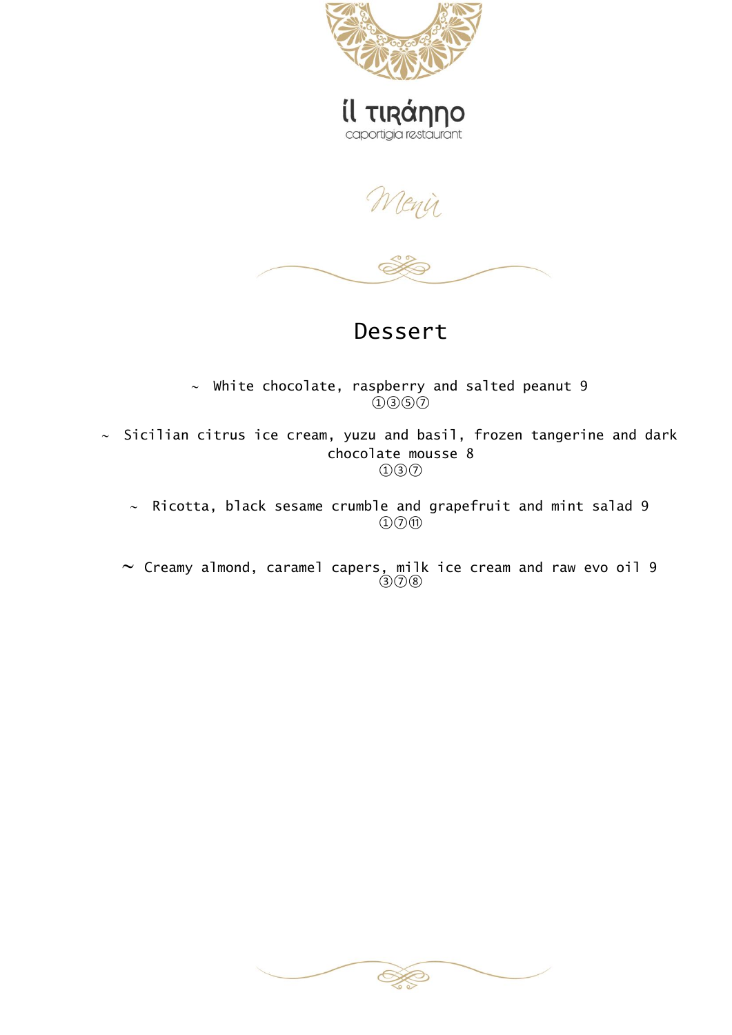il TIRánno

caportigia restaurant

Menù

# Dessert

~ White chocolate, raspberry and salted peanut 9
①③⑤⑦

~ Sicilian citrus ice cream, yuzu and basil, frozen tangerine and dark chocolate mousse 8
①③⑦

~ Ricotta, black sesame crumble and grapefruit and mint salad 9
①⑦⑪

~ Creamy almond, caramel capers, milk ice cream and raw evo oil 9
③⑦⑧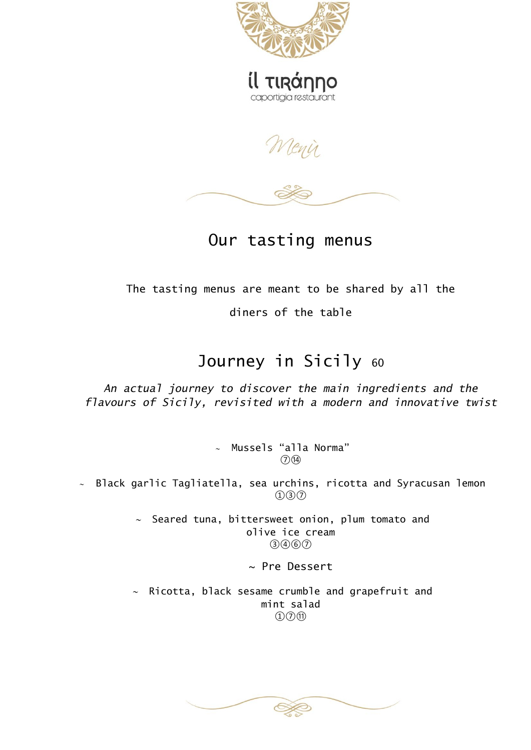il tiranno

caportigia restaurant

*Menù*

# Our tasting menus

The tasting menus are meant to be shared by all the diners of the table

## Journey in Sicily 60

*An actual journey to discover the main ingredients and the flavours of Sicily, revisited with a modern and innovative twist*

~ Mussels "alla Norma"
⑦⑭

~ Black garlic Tagliatella, sea urchins, ricotta and Syracusan lemon
①③⑦

~ Seared tuna, bittersweet onion, plum tomato and olive ice cream
③④⑥⑦

~ Pre Dessert

~ Ricotta, black sesame crumble and grapefruit and mint salad
①⑦⑪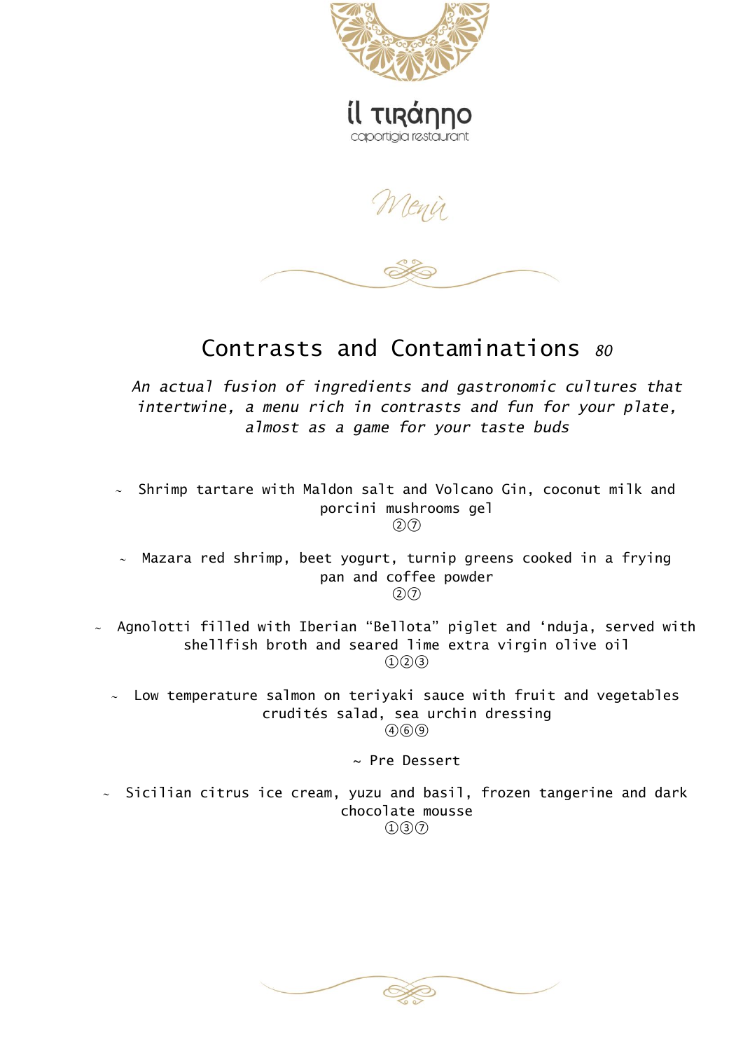il tiranno

caportigia restaurant

Menù

# Contrasts and Contaminations *80*

*An actual fusion of ingredients and gastronomic cultures that intertwine, a menu rich in contrasts and fun for your plate, almost as a game for your taste buds*

~ Shrimp tartare with Maldon salt and Volcano Gin, coconut milk and porcini mushrooms gel
②⑦

~ Mazara red shrimp, beet yogurt, turnip greens cooked in a frying pan and coffee powder
②⑦

~ Agnolotti filled with Iberian "Bellota" piglet and 'nduja, served with shellfish broth and seared lime extra virgin olive oil
①②③

~ Low temperature salmon on teriyaki sauce with fruit and vegetables crudités salad, sea urchin dressing
④⑥⑨

~ Pre Dessert

~ Sicilian citrus ice cream, yuzu and basil, frozen tangerine and dark chocolate mousse
①③⑦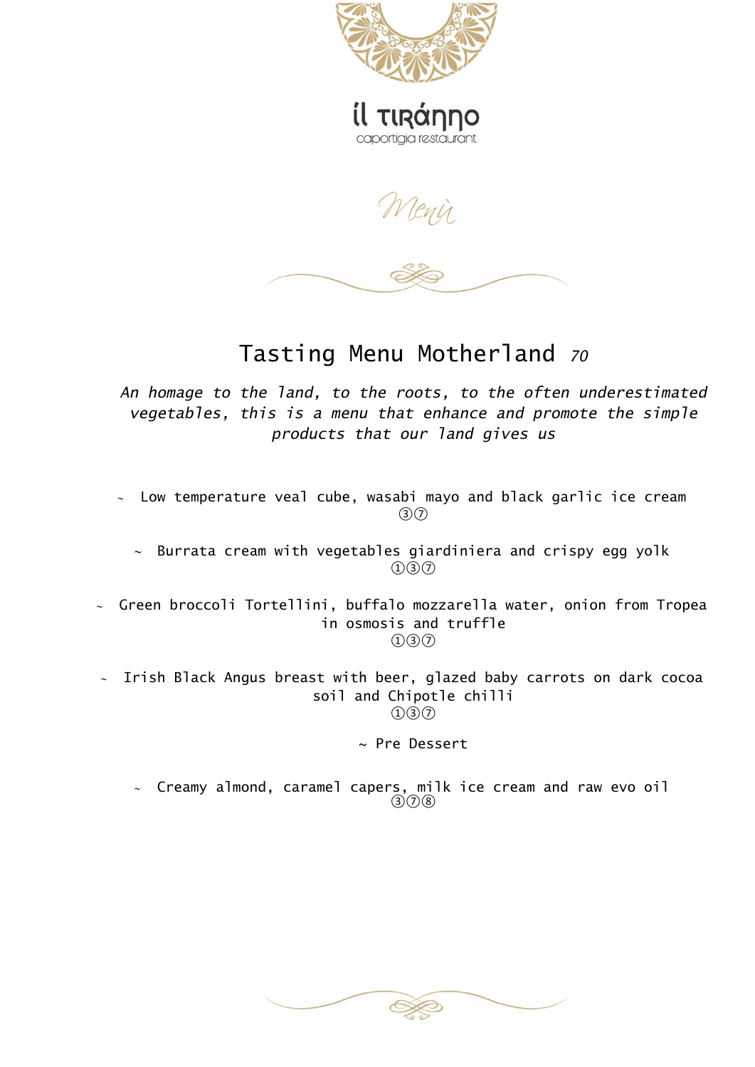il tiranno

caportigia restaurant

*Menù*

## Tasting Menu Motherland *70*

*An homage to the land, to the roots, to the often underestimated vegetables, this is a menu that enhance and promote the simple products that our land gives us*

~ Low temperature veal cube, wasabi mayo and black garlic ice cream
③⑦

~ Burrata cream with vegetables giardiniera and crispy egg yolk
①③⑦

~ Green broccoli Tortellini, buffalo mozzarella water, onion from Tropea in osmosis and truffle
①③⑦

~ Irish Black Angus breast with beer, glazed baby carrots on dark cocoa soil and Chipotle chilli
①③⑦

~ Pre Dessert

~ Creamy almond, caramel capers, milk ice cream and raw evo oil
③⑦⑧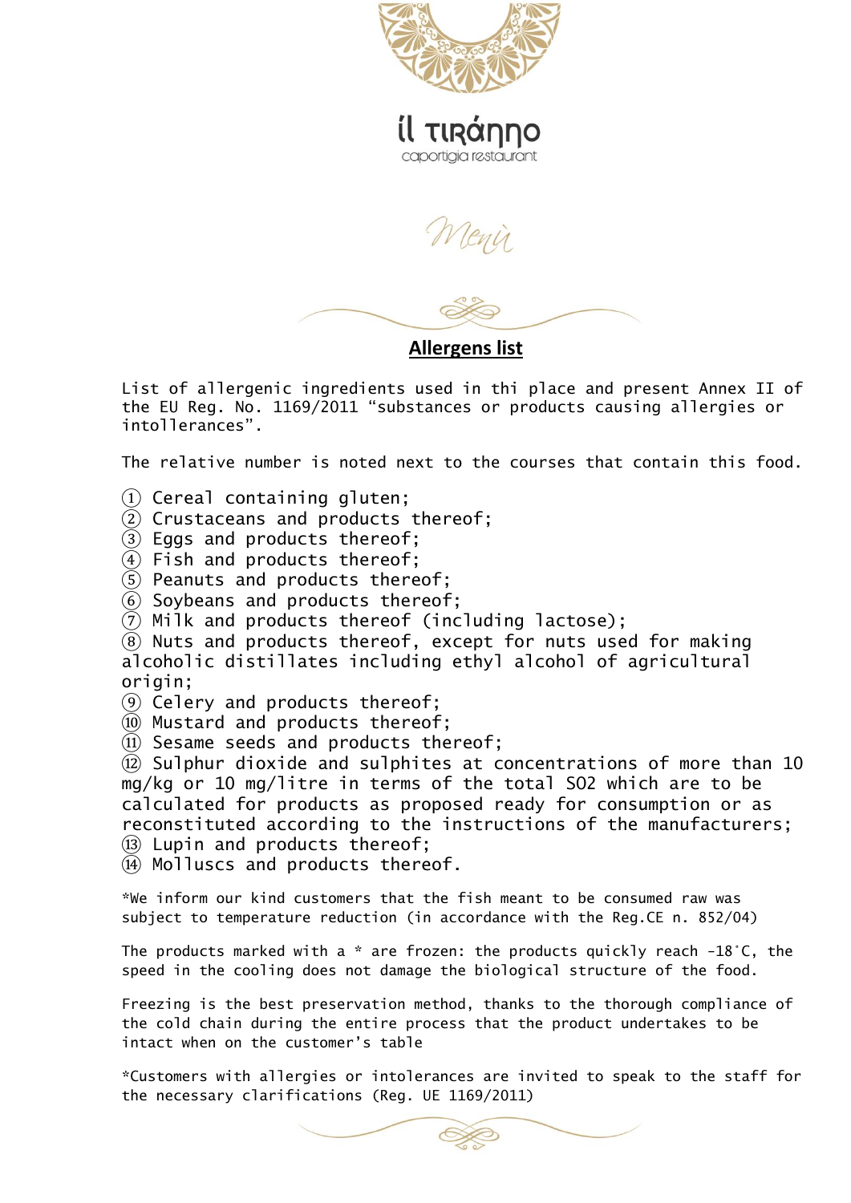il τιRάηηο
caportigia restaurant

Menù

## Allergens list

List of allergenic ingredients used in thi place and present Annex II of the EU Reg. No. 1169/2011 “substances or products causing allergies or intollerances”.

The relative number is noted next to the courses that contain this food.

① Cereal containing gluten;
② Crustaceans and products thereof;
③ Eggs and products thereof;
④ Fish and products thereof;
⑤ Peanuts and products thereof;
⑥ Soybeans and products thereof;
⑦ Milk and products thereof (including lactose);
⑧ Nuts and products thereof, except for nuts used for making alcoholic distillates including ethyl alcohol of agricultural origin;
⑨ Celery and products thereof;
⑩ Mustard and products thereof;
⑪ Sesame seeds and products thereof;
⑫ Sulphur dioxide and sulphites at concentrations of more than 10 mg/kg or 10 mg/litre in terms of the total $SO_2$ which are to be calculated for products as proposed ready for consumption or as reconstituted according to the instructions of the manufacturers;
⑬ Lupin and products thereof;
⑭ Molluscs and products thereof.

*We inform our kind customers that the fish meant to be consumed raw was subject to temperature reduction (in accordance with the Reg.CE n. 852/04)

The products marked with a * are frozen: the products quickly reach -18°C, the speed in the cooling does not damage the biological structure of the food.

Freezing is the best preservation method, thanks to the thorough compliance of the cold chain during the entire process that the product undertakes to be intact when on the customer’s table

*Customers with allergies or intolerances are invited to speak to the staff for the necessary clarifications (Reg. UE 1169/2011)